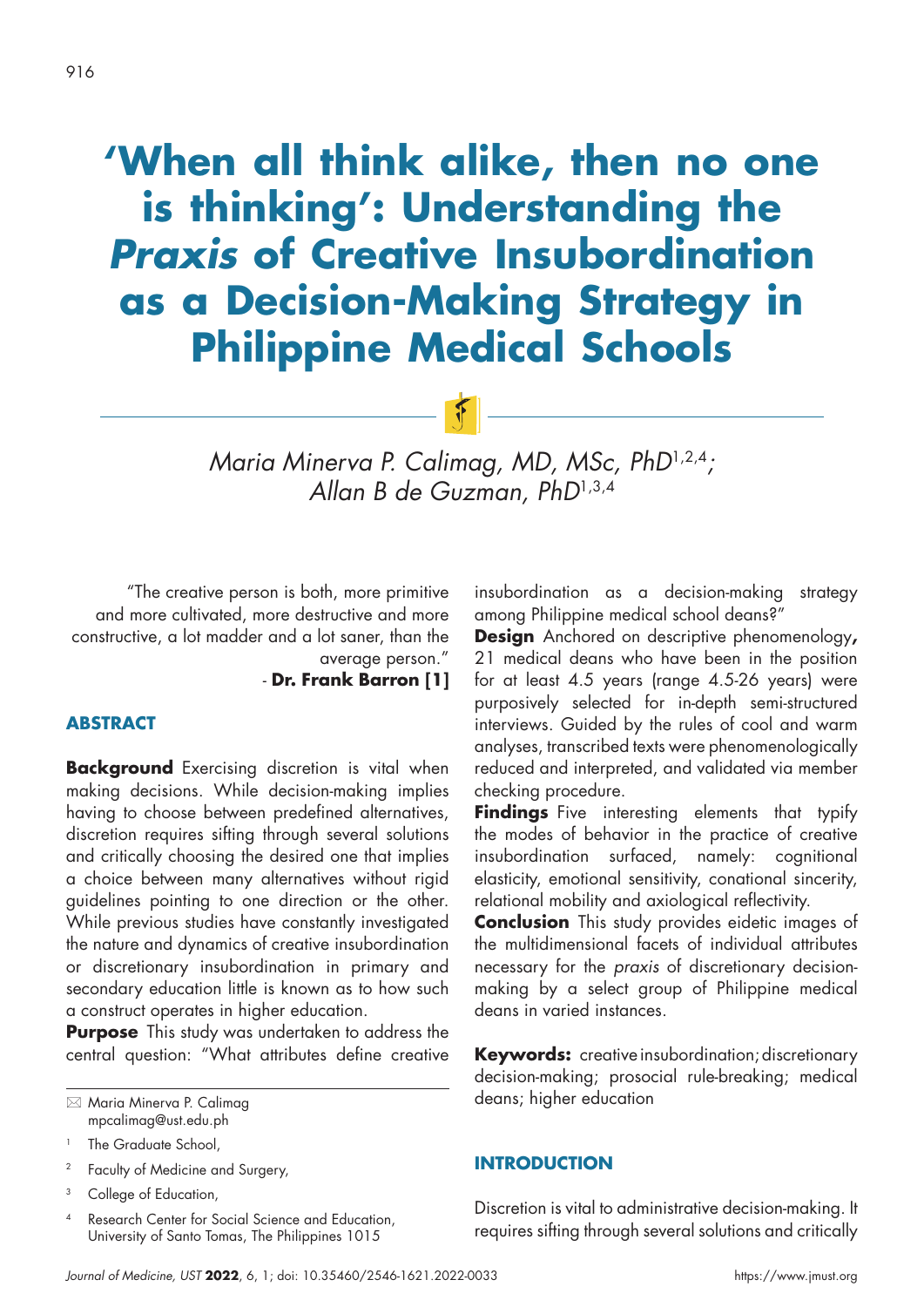# 'When all think alike, then no one is thinking': Understanding the *Praxis* of Creative Insubordination as a Decision-Making Strategy in Philippine Medical Schools

*Maria Minerva P. Calimag, MD, MSc, PhD*[1,2,4]*; Allan B de Guzman, PhD*[1,3,4]

"The creative person is both, more primitive and more cultivated, more destructive and more constructive, a lot madder and a lot saner, than the average person."

\- **Dr. Frank Barron [1]**

✉ Maria Minerva P. Calimag
mpcalimag@ust.edu.ph

[1] The Graduate School,

[2] Faculty of Medicine and Surgery,

[3] College of Education,

[4] Research Center for Social Science and Education, University of Santo Tomas, The Philippines 1015

## ABSTRACT

**Background** Exercising discretion is vital when making decisions. While decision-making implies having to choose between predefined alternatives, discretion requires sifting through several solutions and critically choosing the desired one that implies a choice between many alternatives without rigid guidelines pointing to one direction or the other. While previous studies have constantly investigated the nature and dynamics of creative insubordination or discretionary insubordination in primary and secondary education little is known as to how such a construct operates in higher education.

**Purpose** This study was undertaken to address the central question: "What attributes define creative insubordination as a decision-making strategy among Philippine medical school deans?"

**Design** Anchored on descriptive phenomenology**,** 21 medical deans who have been in the position for at least 4.5 years (range 4.5-26 years) were purposively selected for in-depth semi-structured interviews. Guided by the rules of cool and warm analyses, transcribed texts were phenomenologically reduced and interpreted, and validated via member checking procedure.

**Findings** Five interesting elements that typify the modes of behavior in the practice of creative insubordination surfaced, namely: cognitional elasticity, emotional sensitivity, conational sincerity, relational mobility and axiological reflectivity.

**Conclusion** This study provides eidetic images of the multidimensional facets of individual attributes necessary for the *praxis* of discretionary decision-making by a select group of Philippine medical deans in varied instances.

**Keywords:** creative insubordination; discretionary decision-making; prosocial rule-breaking; medical deans; higher education

## INTRODUCTION

Discretion is vital to administrative decision-making. It requires sifting through several solutions and critically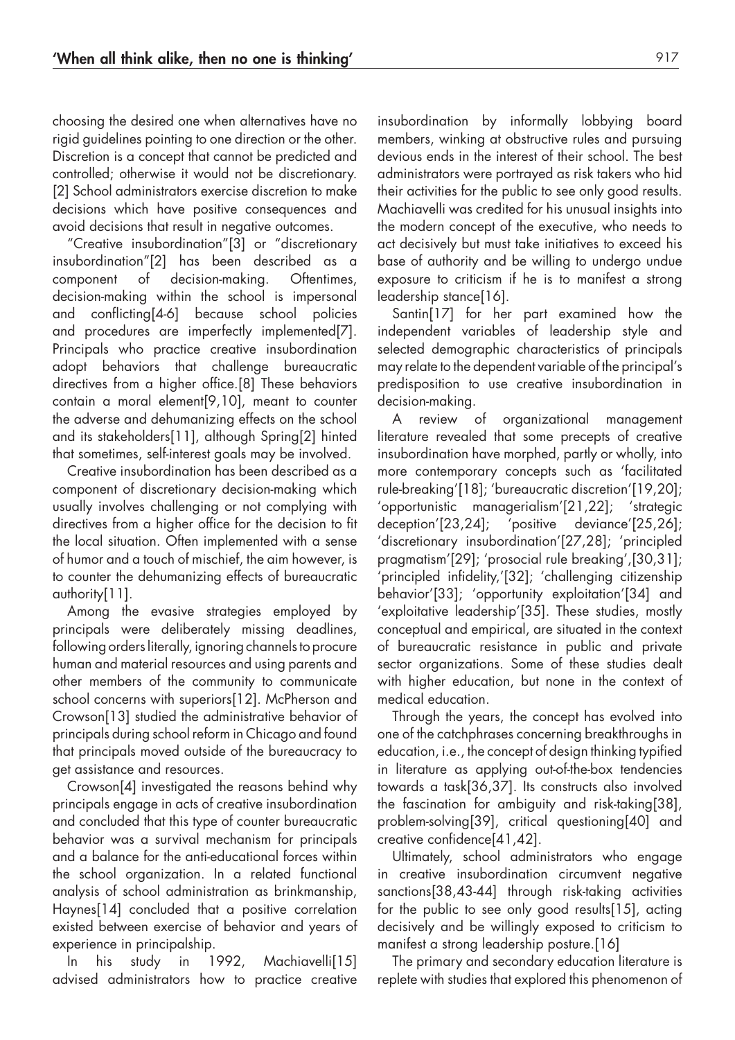choosing the desired one when alternatives have no rigid guidelines pointing to one direction or the other. Discretion is a concept that cannot be predicted and controlled; otherwise it would not be discretionary.[2] School administrators exercise discretion to make decisions which have positive consequences and avoid decisions that result in negative outcomes.

"Creative insubordination"[3] or "discretionary insubordination"[2] has been described as a component of decision-making. Oftentimes, decision-making within the school is impersonal and conflicting[4-6] because school policies and procedures are imperfectly implemented[7]. Principals who practice creative insubordination adopt behaviors that challenge bureaucratic directives from a higher office.[8] These behaviors contain a moral element[9,10], meant to counter the adverse and dehumanizing effects on the school and its stakeholders[11], although Spring[2] hinted that sometimes, self-interest goals may be involved.

Creative insubordination has been described as a component of discretionary decision-making which usually involves challenging or not complying with directives from a higher office for the decision to fit the local situation. Often implemented with a sense of humor and a touch of mischief, the aim however, is to counter the dehumanizing effects of bureaucratic authority[11].

Among the evasive strategies employed by principals were deliberately missing deadlines, following orders literally, ignoring channels to procure human and material resources and using parents and other members of the community to communicate school concerns with superiors[12]. McPherson and Crowson[13] studied the administrative behavior of principals during school reform in Chicago and found that principals moved outside of the bureaucracy to get assistance and resources.

Crowson[4] investigated the reasons behind why principals engage in acts of creative insubordination and concluded that this type of counter bureaucratic behavior was a survival mechanism for principals and a balance for the anti-educational forces within the school organization. In a related functional analysis of school administration as brinkmanship, Haynes[14] concluded that a positive correlation existed between exercise of behavior and years of experience in principalship.

In his study in 1992, Machiavelli[15] advised administrators how to practice creative insubordination by informally lobbying board members, winking at obstructive rules and pursuing devious ends in the interest of their school. The best administrators were portrayed as risk takers who hid their activities for the public to see only good results. Machiavelli was credited for his unusual insights into the modern concept of the executive, who needs to act decisively but must take initiatives to exceed his base of authority and be willing to undergo undue exposure to criticism if he is to manifest a strong leadership stance[16].

Santin[17] for her part examined how the independent variables of leadership style and selected demographic characteristics of principals may relate to the dependent variable of the principal's predisposition to use creative insubordination in decision-making.

A review of organizational management literature revealed that some precepts of creative insubordination have morphed, partly or wholly, into more contemporary concepts such as 'facilitated rule-breaking'[18]; 'bureaucratic discretion'[19,20]; 'opportunistic managerialism'[21,22]; 'strategic deception'[23,24]; 'positive deviance'[25,26]; 'discretionary insubordination'[27,28]; 'principled pragmatism'[29]; 'prosocial rule breaking',[30,31]; 'principled infidelity,'[32]; 'challenging citizenship behavior'[33]; 'opportunity exploitation'[34] and 'exploitative leadership'[35]. These studies, mostly conceptual and empirical, are situated in the context of bureaucratic resistance in public and private sector organizations. Some of these studies dealt with higher education, but none in the context of medical education.

Through the years, the concept has evolved into one of the catchphrases concerning breakthroughs in education, i.e., the concept of design thinking typified in literature as applying out-of-the-box tendencies towards a task[36,37]. Its constructs also involved the fascination for ambiguity and risk-taking[38], problem-solving[39], critical questioning[40] and creative confidence[41,42].

Ultimately, school administrators who engage in creative insubordination circumvent negative sanctions[38,43-44] through risk-taking activities for the public to see only good results[15], acting decisively and be willingly exposed to criticism to manifest a strong leadership posture.[16]

The primary and secondary education literature is replete with studies that explored this phenomenon of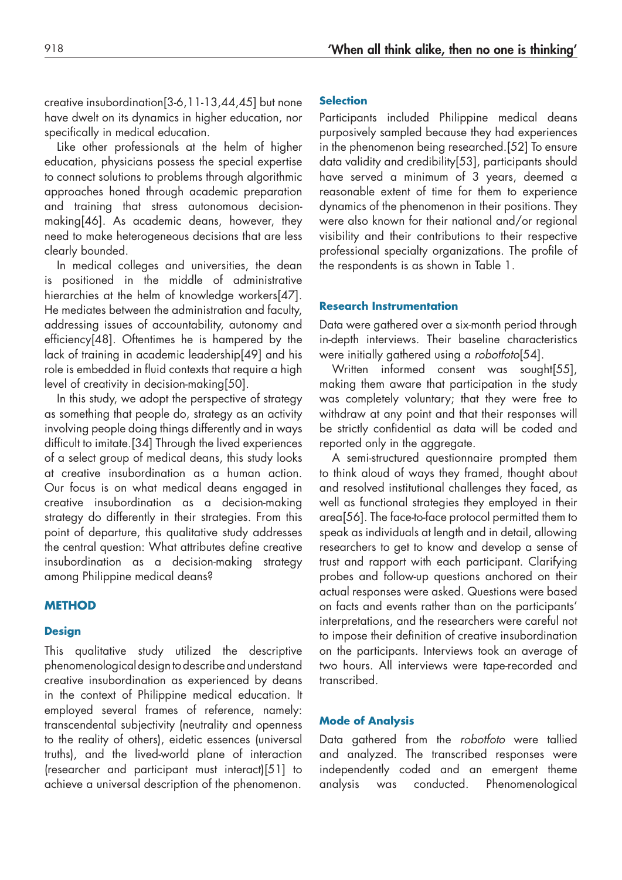creative insubordination[3-6,11-13,44,45] but none have dwelt on its dynamics in higher education, nor specifically in medical education.

Like other professionals at the helm of higher education, physicians possess the special expertise to connect solutions to problems through algorithmic approaches honed through academic preparation and training that stress autonomous decision-making[46]. As academic deans, however, they need to make heterogeneous decisions that are less clearly bounded.

In medical colleges and universities, the dean is positioned in the middle of administrative hierarchies at the helm of knowledge workers[47]. He mediates between the administration and faculty, addressing issues of accountability, autonomy and efficiency[48]. Oftentimes he is hampered by the lack of training in academic leadership[49] and his role is embedded in fluid contexts that require a high level of creativity in decision-making[50].

In this study, we adopt the perspective of strategy as something that people do, strategy as an activity involving people doing things differently and in ways difficult to imitate.[34] Through the lived experiences of a select group of medical deans, this study looks at creative insubordination as a human action. Our focus is on what medical deans engaged in creative insubordination as a decision-making strategy do differently in their strategies. From this point of departure, this qualitative study addresses the central question: What attributes define creative insubordination as a decision-making strategy among Philippine medical deans?

## METHOD

### Design

This qualitative study utilized the descriptive phenomenological design to describe and understand creative insubordination as experienced by deans in the context of Philippine medical education. It employed several frames of reference, namely: transcendental subjectivity (neutrality and openness to the reality of others), eidetic essences (universal truths), and the lived-world plane of interaction (researcher and participant must interact)[51] to achieve a universal description of the phenomenon.

### Selection

Participants included Philippine medical deans purposively sampled because they had experiences in the phenomenon being researched.[52] To ensure data validity and credibility[53], participants should have served a minimum of 3 years, deemed a reasonable extent of time for them to experience dynamics of the phenomenon in their positions. They were also known for their national and/or regional visibility and their contributions to their respective professional specialty organizations. The profile of the respondents is as shown in Table 1.

### Research Instrumentation

Data were gathered over a six-month period through in-depth interviews. Their baseline characteristics were initially gathered using a *robotfoto*[54].

Written informed consent was sought[55], making them aware that participation in the study was completely voluntary; that they were free to withdraw at any point and that their responses will be strictly confidential as data will be coded and reported only in the aggregate.

A semi-structured questionnaire prompted them to think aloud of ways they framed, thought about and resolved institutional challenges they faced, as well as functional strategies they employed in their area[56]. The face-to-face protocol permitted them to speak as individuals at length and in detail, allowing researchers to get to know and develop a sense of trust and rapport with each participant. Clarifying probes and follow-up questions anchored on their actual responses were asked. Questions were based on facts and events rather than on the participants' interpretations, and the researchers were careful not to impose their definition of creative insubordination on the participants. Interviews took an average of two hours. All interviews were tape-recorded and transcribed.

### Mode of Analysis

Data gathered from the *robotfoto* were tallied and analyzed. The transcribed responses were independently coded and an emergent theme analysis was conducted. Phenomenological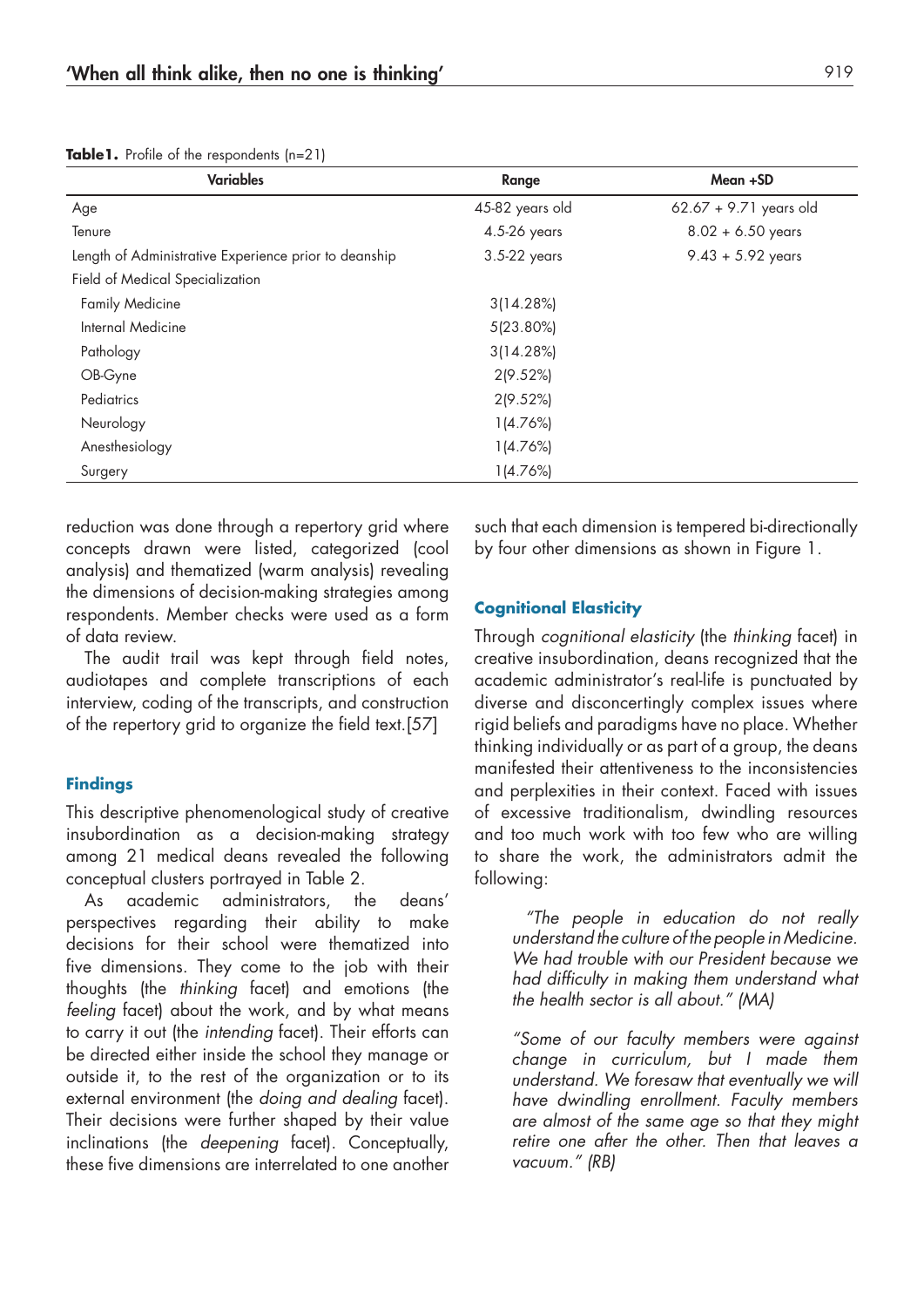**Table 1.** Profile of the respondents (n=21)

| Variables | Range | Mean +SD |
|---|---|---|
| Age | 45-82 years old | 62.67 + 9.71 years old |
| Tenure | 4.5-26 years | 8.02 + 6.50 years |
| Length of Administrative Experience prior to deanship | 3.5-22 years | 9.43 + 5.92 years |
| Field of Medical Specialization | | |
| Family Medicine | 3(14.28%) | |
| Internal Medicine | 5(23.80%) | |
| Pathology | 3(14.28%) | |
| OB-Gyne | 2(9.52%) | |
| Pediatrics | 2(9.52%) | |
| Neurology | 1(4.76%) | |
| Anesthesiology | 1(4.76%) | |
| Surgery | 1(4.76%) | |

reduction was done through a repertory grid where concepts drawn were listed, categorized (cool analysis) and thematized (warm analysis) revealing the dimensions of decision-making strategies among respondents. Member checks were used as a form of data review.

The audit trail was kept through field notes, audiotapes and complete transcriptions of each interview, coding of the transcripts, and construction of the repertory grid to organize the field text.[57]

## Findings

This descriptive phenomenological study of creative insubordination as a decision-making strategy among 21 medical deans revealed the following conceptual clusters portrayed in Table 2.

As academic administrators, the deans' perspectives regarding their ability to make decisions for their school were thematized into five dimensions. They come to the job with their thoughts (the *thinking* facet) and emotions (the *feeling* facet) about the work, and by what means to carry it out (the *intending* facet). Their efforts can be directed either inside the school they manage or outside it, to the rest of the organization or to its external environment (the *doing and dealing* facet). Their decisions were further shaped by their value inclinations (the *deepening* facet). Conceptually, these five dimensions are interrelated to one another such that each dimension is tempered bi-directionally by four other dimensions as shown in Figure 1.

### Cognitional Elasticity

Through *cognitional elasticity* (the *thinking* facet) in creative insubordination, deans recognized that the academic administrator's real-life is punctuated by diverse and disconcertingly complex issues where rigid beliefs and paradigms have no place. Whether thinking individually or as part of a group, the deans manifested their attentiveness to the inconsistencies and perplexities in their context. Faced with issues of excessive traditionalism, dwindling resources and too much work with too few who are willing to share the work, the administrators admit the following:

> *"The people in education do not really understand the culture of the people in Medicine. We had trouble with our President because we had difficulty in making them understand what the health sector is all about." (MA)*

> *"Some of our faculty members were against change in curriculum, but I made them understand. We foresaw that eventually we will have dwindling enrollment. Faculty members are almost of the same age so that they might retire one after the other. Then that leaves a vacuum." (RB)*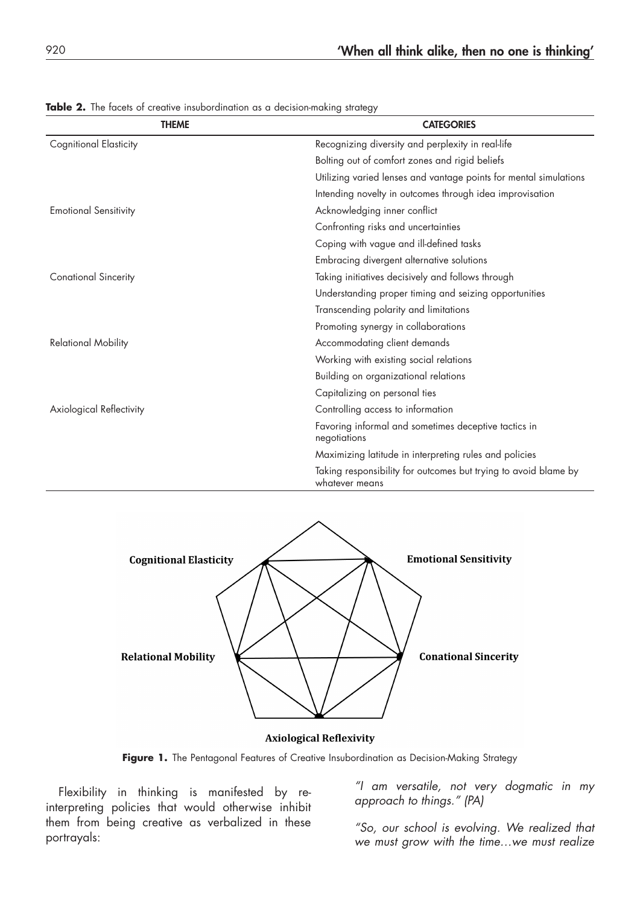**Table 2.** The facets of creative insubordination as a decision-making strategy

| THEME | CATEGORIES |
| --- | --- |
| Cognitional Elasticity | Recognizing diversity and perplexity in real-life |
| | Bolting out of comfort zones and rigid beliefs |
| | Utilizing varied lenses and vantage points for mental simulations |
| | Intending novelty in outcomes through idea improvisation |
| Emotional Sensitivity | Acknowledging inner conflict |
| | Confronting risks and uncertainties |
| | Coping with vague and ill-defined tasks |
| | Embracing divergent alternative solutions |
| Conational Sincerity | Taking initiatives decisively and follows through |
| | Understanding proper timing and seizing opportunities |
| | Transcending polarity and limitations |
| | Promoting synergy in collaborations |
| Relational Mobility | Accommodating client demands |
| | Working with existing social relations |
| | Building on organizational relations |
| | Capitalizing on personal ties |
| Axiological Reflectivity | Controlling access to information |
| | Favoring informal and sometimes deceptive tactics in negotiations |
| | Maximizing latitude in interpreting rules and policies |
| | Taking responsibility for outcomes but trying to avoid blame by whatever means |

**Cognitional Elasticity** **Emotional Sensitivity** **Relational Mobility** **Conational Sincerity** **Axiological Reflexivity**

**Figure 1.** The Pentagonal Features of Creative Insubordination as Decision-Making Strategy

Flexibility in thinking is manifested by re-interpreting policies that would otherwise inhibit them from being creative as verbalized in these portrayals:

*"I am versatile, not very dogmatic in my approach to things." (PA)*

*"So, our school is evolving. We realized that we must grow with the time…we must realize*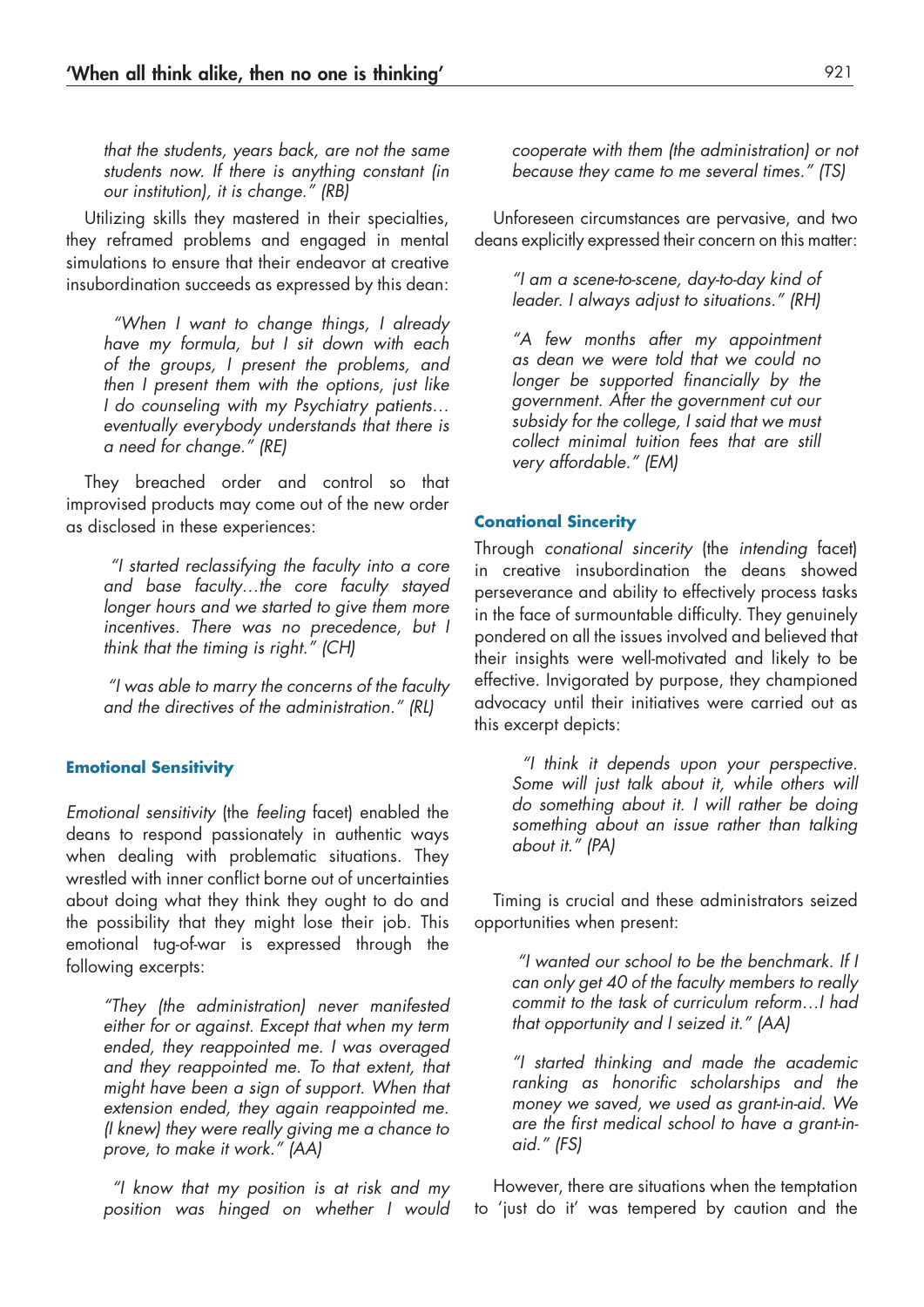> *that the students, years back, are not the same students now. If there is anything constant (in our institution), it is change." (RB)*

Utilizing skills they mastered in their specialties, they reframed problems and engaged in mental simulations to ensure that their endeavor at creative insubordination succeeds as expressed by this dean:

> *"When I want to change things, I already have my formula, but I sit down with each of the groups, I present the problems, and then I present them with the options, just like I do counseling with my Psychiatry patients… eventually everybody understands that there is a need for change." (RE)*

They breached order and control so that improvised products may come out of the new order as disclosed in these experiences:

> *"I started reclassifying the faculty into a core and base faculty…the core faculty stayed longer hours and we started to give them more incentives. There was no precedence, but I think that the timing is right." (CH)*

> *"I was able to marry the concerns of the faculty and the directives of the administration." (RL)*

#### Emotional Sensitivity

*Emotional sensitivity* (the *feeling* facet) enabled the deans to respond passionately in authentic ways when dealing with problematic situations. They wrestled with inner conflict borne out of uncertainties about doing what they think they ought to do and the possibility that they might lose their job. This emotional tug-of-war is expressed through the following excerpts:

> *"They (the administration) never manifested either for or against. Except that when my term ended, they reappointed me. I was overaged and they reappointed me. To that extent, that might have been a sign of support. When that extension ended, they again reappointed me. (I knew) they were really giving me a chance to prove, to make it work." (AA)*

> *"I know that my position is at risk and my position was hinged on whether I would cooperate with them (the administration) or not because they came to me several times." (TS)*

Unforeseen circumstances are pervasive, and two deans explicitly expressed their concern on this matter:

> *"I am a scene-to-scene, day-to-day kind of leader. I always adjust to situations." (RH)*

> *"A few months after my appointment as dean we were told that we could no longer be supported financially by the government. After the government cut our subsidy for the college, I said that we must collect minimal tuition fees that are still very affordable." (EM)*

#### Conational Sincerity

Through *conational sincerity* (the *intending* facet) in creative insubordination the deans showed perseverance and ability to effectively process tasks in the face of surmountable difficulty. They genuinely pondered on all the issues involved and believed that their insights were well-motivated and likely to be effective. Invigorated by purpose, they championed advocacy until their initiatives were carried out as this excerpt depicts:

> *"I think it depends upon your perspective. Some will just talk about it, while others will do something about it. I will rather be doing something about an issue rather than talking about it." (PA)*

Timing is crucial and these administrators seized opportunities when present:

> *"I wanted our school to be the benchmark. If I can only get 40 of the faculty members to really commit to the task of curriculum reform…I had that opportunity and I seized it." (AA)*

> *"I started thinking and made the academic ranking as honorific scholarships and the money we saved, we used as grant-in-aid. We are the first medical school to have a grant-in-aid." (FS)*

However, there are situations when the temptation to 'just do it' was tempered by caution and the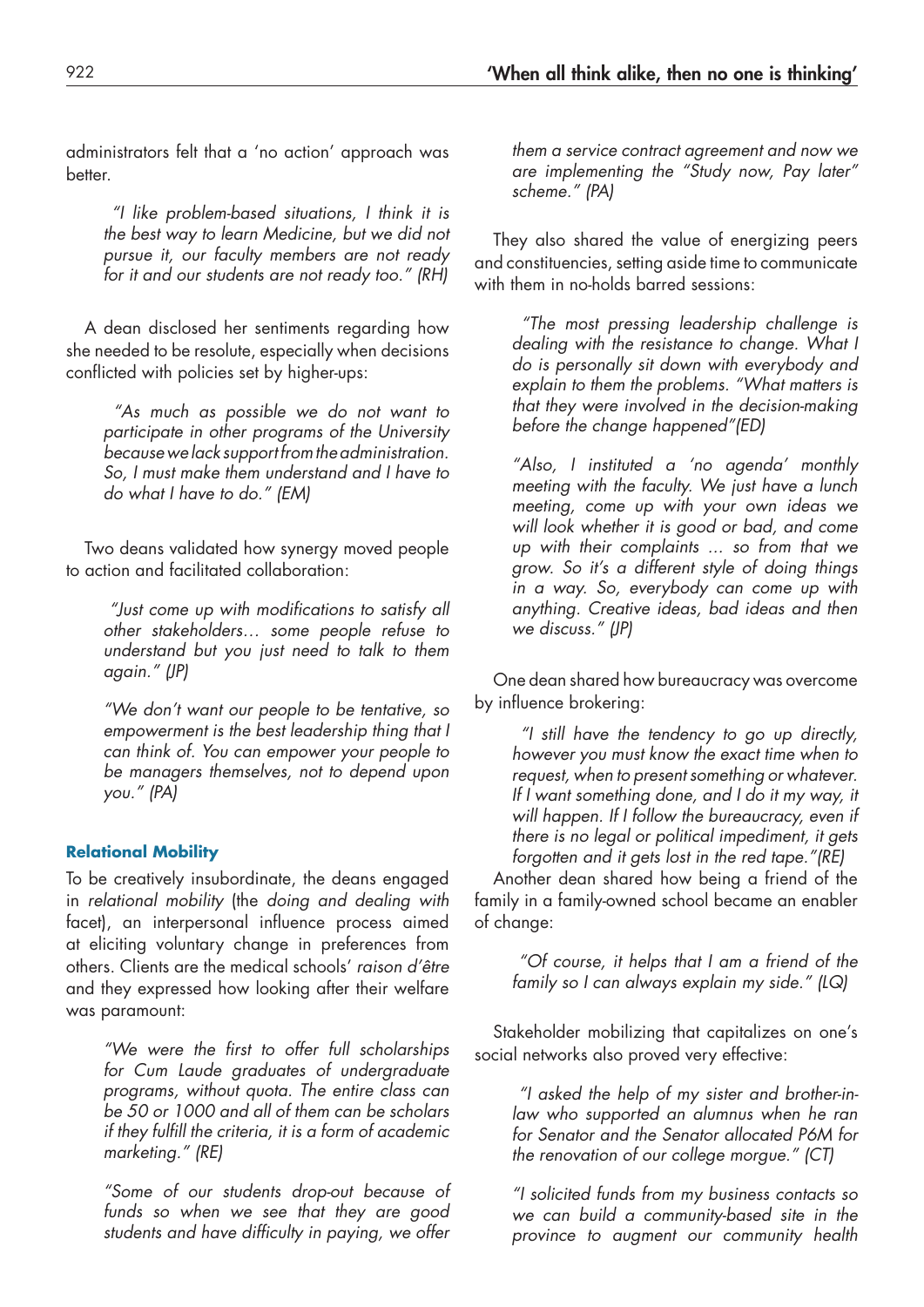administrators felt that a 'no action' approach was better.

> *"I like problem-based situations, I think it is the best way to learn Medicine, but we did not pursue it, our faculty members are not ready for it and our students are not ready too." (RH)*

A dean disclosed her sentiments regarding how she needed to be resolute, especially when decisions conflicted with policies set by higher-ups:

> *"As much as possible we do not want to participate in other programs of the University because we lack support from the administration. So, I must make them understand and I have to do what I have to do." (EM)*

Two deans validated how synergy moved people to action and facilitated collaboration:

> *"Just come up with modifications to satisfy all other stakeholders… some people refuse to understand but you just need to talk to them again." (JP)*

> *"We don't want our people to be tentative, so empowerment is the best leadership thing that I can think of. You can empower your people to be managers themselves, not to depend upon you." (PA)*

### Relational Mobility

To be creatively insubordinate, the deans engaged in *relational mobility* (the *doing and dealing with* facet), an interpersonal influence process aimed at eliciting voluntary change in preferences from others. Clients are the medical schools' *raison d'être* and they expressed how looking after their welfare was paramount:

> *"We were the first to offer full scholarships for Cum Laude graduates of undergraduate programs, without quota. The entire class can be 50 or 1000 and all of them can be scholars if they fulfill the criteria, it is a form of academic marketing." (RE)*

> *"Some of our students drop-out because of funds so when we see that they are good students and have difficulty in paying, we offer them a service contract agreement and now we are implementing the "Study now, Pay later" scheme." (PA)*

They also shared the value of energizing peers and constituencies, setting aside time to communicate with them in no-holds barred sessions:

> *"The most pressing leadership challenge is dealing with the resistance to change. What I do is personally sit down with everybody and explain to them the problems. "What matters is that they were involved in the decision-making before the change happened"(ED)*

> *"Also, I instituted a 'no agenda' monthly meeting with the faculty. We just have a lunch meeting, come up with your own ideas we will look whether it is good or bad, and come up with their complaints ... so from that we grow. So it's a different style of doing things in a way. So, everybody can come up with anything. Creative ideas, bad ideas and then we discuss." (JP)*

One dean shared how bureaucracy was overcome by influence brokering:

> *"I still have the tendency to go up directly, however you must know the exact time when to request, when to present something or whatever. If I want something done, and I do it my way, it will happen. If I follow the bureaucracy, even if there is no legal or political impediment, it gets forgotten and it gets lost in the red tape."(RE)*

Another dean shared how being a friend of the family in a family-owned school became an enabler of change:

> *"Of course, it helps that I am a friend of the family so I can always explain my side." (LQ)*

Stakeholder mobilizing that capitalizes on one's social networks also proved very effective:

> *"I asked the help of my sister and brother-in-law who supported an alumnus when he ran for Senator and the Senator allocated P6M for the renovation of our college morgue." (CT)*

> *"I solicited funds from my business contacts so we can build a community-based site in the province to augment our community health*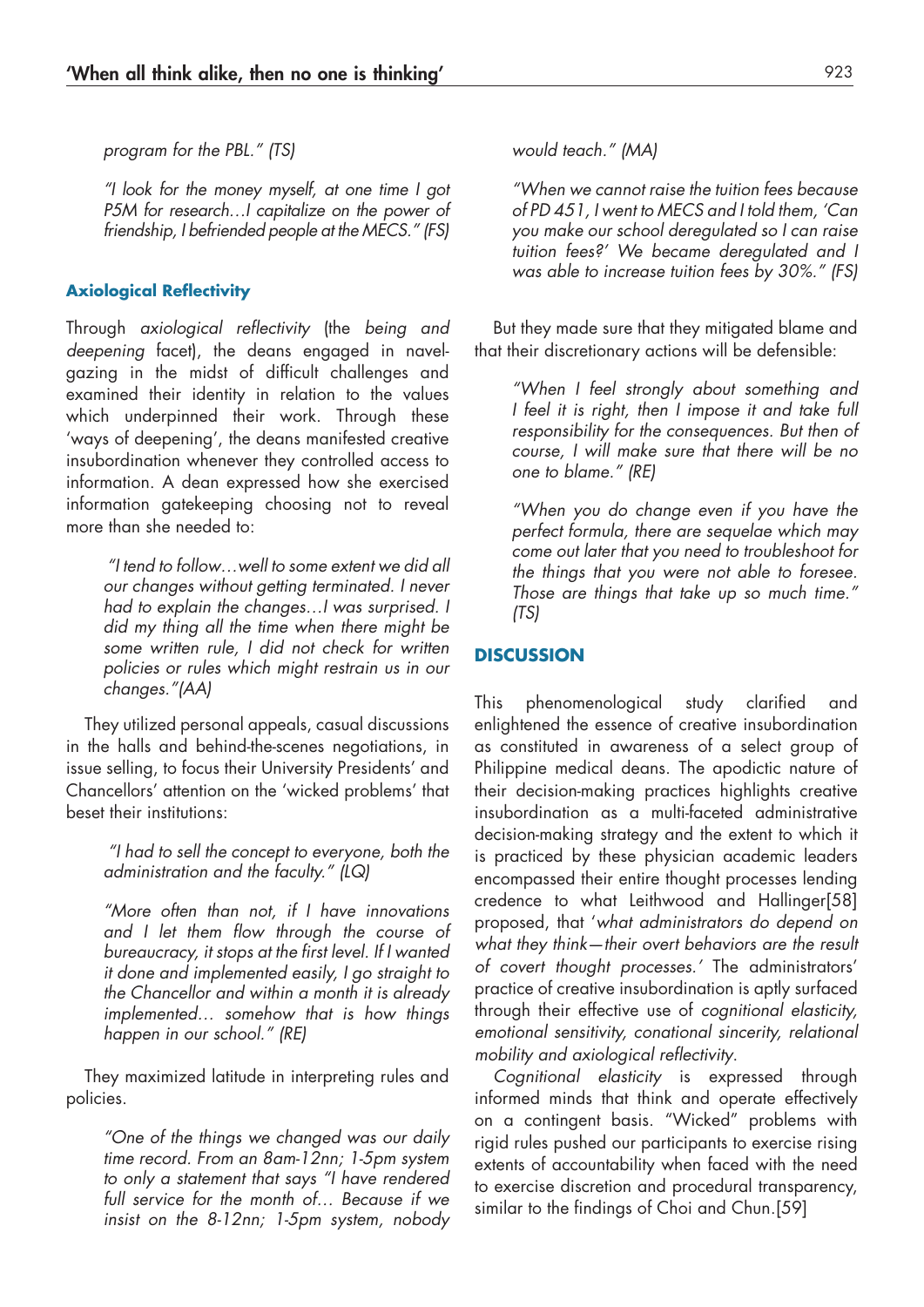*program for the PBL." (TS)*

*"I look for the money myself, at one time I got P5M for research…I capitalize on the power of friendship, I befriended people at the MECS." (FS)*

### Axiological Reflectivity

Through *axiological reflectivity* (the *being and deepening* facet), the deans engaged in navel-gazing in the midst of difficult challenges and examined their identity in relation to the values which underpinned their work. Through these 'ways of deepening', the deans manifested creative insubordination whenever they controlled access to information. A dean expressed how she exercised information gatekeeping choosing not to reveal more than she needed to:

*"I tend to follow…well to some extent we did all our changes without getting terminated. I never had to explain the changes…I was surprised. I did my thing all the time when there might be some written rule, I did not check for written policies or rules which might restrain us in our changes."(AA)*

They utilized personal appeals, casual discussions in the halls and behind-the-scenes negotiations, in issue selling, to focus their University Presidents' and Chancellors' attention on the 'wicked problems' that beset their institutions:

*"I had to sell the concept to everyone, both the administration and the faculty." (LQ)*

*"More often than not, if I have innovations and I let them flow through the course of bureaucracy, it stops at the first level. If I wanted it done and implemented easily, I go straight to the Chancellor and within a month it is already implemented… somehow that is how things happen in our school." (RE)*

They maximized latitude in interpreting rules and policies.

*"One of the things we changed was our daily time record. From an 8am-12nn; 1-5pm system to only a statement that says "I have rendered full service for the month of… Because if we insist on the 8-12nn; 1-5pm system, nobody would teach." (MA)*

*"When we cannot raise the tuition fees because of PD 451, I went to MECS and I told them, 'Can you make our school deregulated so I can raise tuition fees?' We became deregulated and I was able to increase tuition fees by 30%." (FS)*

But they made sure that they mitigated blame and that their discretionary actions will be defensible:

*"When I feel strongly about something and I feel it is right, then I impose it and take full responsibility for the consequences. But then of course, I will make sure that there will be no one to blame." (RE)*

*"When you do change even if you have the perfect formula, there are sequelae which may come out later that you need to troubleshoot for the things that you were not able to foresee. Those are things that take up so much time." (TS)*

## DISCUSSION

This phenomenological study clarified and enlightened the essence of creative insubordination as constituted in awareness of a select group of Philippine medical deans. The apodictic nature of their decision-making practices highlights creative insubordination as a multi-faceted administrative decision-making strategy and the extent to which it is practiced by these physician academic leaders encompassed their entire thought processes lending credence to what Leithwood and Hallinger[58] proposed, that '*what administrators do depend on what they think—their overt behaviors are the result of covert thought processes.*' The administrators' practice of creative insubordination is aptly surfaced through their effective use of *cognitional elasticity, emotional sensitivity, conational sincerity, relational mobility and axiological reflectivity*.

*Cognitional elasticity* is expressed through informed minds that think and operate effectively on a contingent basis. "Wicked" problems with rigid rules pushed our participants to exercise rising extents of accountability when faced with the need to exercise discretion and procedural transparency, similar to the findings of Choi and Chun.[59]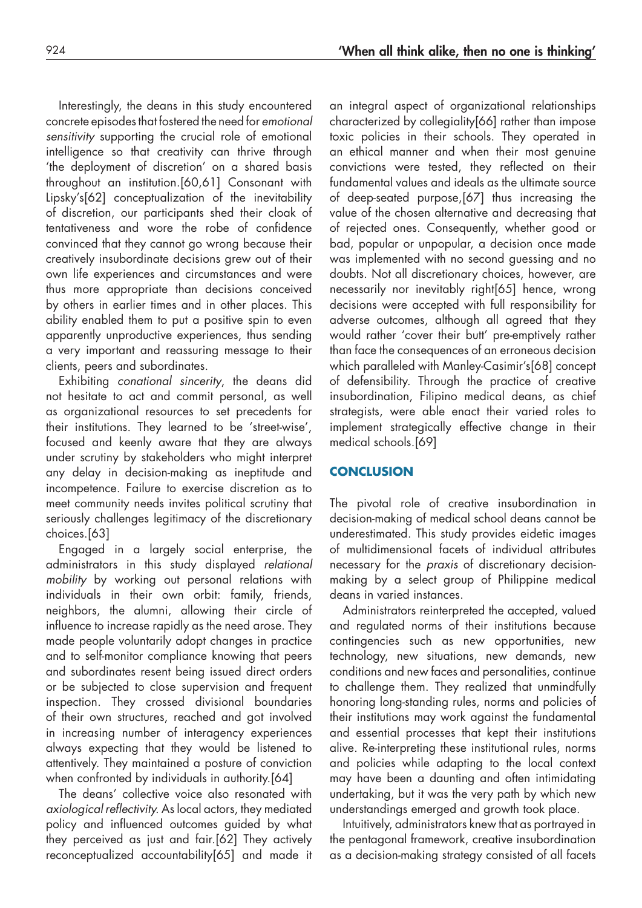Interestingly, the deans in this study encountered concrete episodes that fostered the need for *emotional sensitivity* supporting the crucial role of emotional intelligence so that creativity can thrive through 'the deployment of discretion' on a shared basis throughout an institution.[60,61] Consonant with Lipsky's[62] conceptualization of the inevitability of discretion, our participants shed their cloak of tentativeness and wore the robe of confidence convinced that they cannot go wrong because their creatively insubordinate decisions grew out of their own life experiences and circumstances and were thus more appropriate than decisions conceived by others in earlier times and in other places. This ability enabled them to put a positive spin to even apparently unproductive experiences, thus sending a very important and reassuring message to their clients, peers and subordinates.

Exhibiting *conational sincerity*, the deans did not hesitate to act and commit personal, as well as organizational resources to set precedents for their institutions. They learned to be 'street-wise', focused and keenly aware that they are always under scrutiny by stakeholders who might interpret any delay in decision-making as ineptitude and incompetence. Failure to exercise discretion as to meet community needs invites political scrutiny that seriously challenges legitimacy of the discretionary choices.[63]

Engaged in a largely social enterprise, the administrators in this study displayed *relational mobility* by working out personal relations with individuals in their own orbit: family, friends, neighbors, the alumni, allowing their circle of influence to increase rapidly as the need arose. They made people voluntarily adopt changes in practice and to self-monitor compliance knowing that peers and subordinates resent being issued direct orders or be subjected to close supervision and frequent inspection. They crossed divisional boundaries of their own structures, reached and got involved in increasing number of interagency experiences always expecting that they would be listened to attentively. They maintained a posture of conviction when confronted by individuals in authority.[64]

The deans' collective voice also resonated with *axiological reflectivity.* As local actors, they mediated policy and influenced outcomes guided by what they perceived as just and fair.[62] They actively reconceptualized accountability[65] and made it an integral aspect of organizational relationships characterized by collegiality[66] rather than impose toxic policies in their schools. They operated in an ethical manner and when their most genuine convictions were tested, they reflected on their fundamental values and ideals as the ultimate source of deep-seated purpose,[67] thus increasing the value of the chosen alternative and decreasing that of rejected ones. Consequently, whether good or bad, popular or unpopular, a decision once made was implemented with no second guessing and no doubts. Not all discretionary choices, however, are necessarily nor inevitably right[65] hence, wrong decisions were accepted with full responsibility for adverse outcomes, although all agreed that they would rather 'cover their butt' pre-emptively rather than face the consequences of an erroneous decision which paralleled with Manley-Casimir's[68] concept of defensibility. Through the practice of creative insubordination, Filipino medical deans, as chief strategists, were able enact their varied roles to implement strategically effective change in their medical schools.[69]

## CONCLUSION

The pivotal role of creative insubordination in decision-making of medical school deans cannot be underestimated. This study provides eidetic images of multidimensional facets of individual attributes necessary for the *praxis* of discretionary decision-making by a select group of Philippine medical deans in varied instances.

Administrators reinterpreted the accepted, valued and regulated norms of their institutions because contingencies such as new opportunities, new technology, new situations, new demands, new conditions and new faces and personalities, continue to challenge them. They realized that unmindfully honoring long-standing rules, norms and policies of their institutions may work against the fundamental and essential processes that kept their institutions alive. Re-interpreting these institutional rules, norms and policies while adapting to the local context may have been a daunting and often intimidating undertaking, but it was the very path by which new understandings emerged and growth took place.

Intuitively, administrators knew that as portrayed in the pentagonal framework, creative insubordination as a decision-making strategy consisted of all facets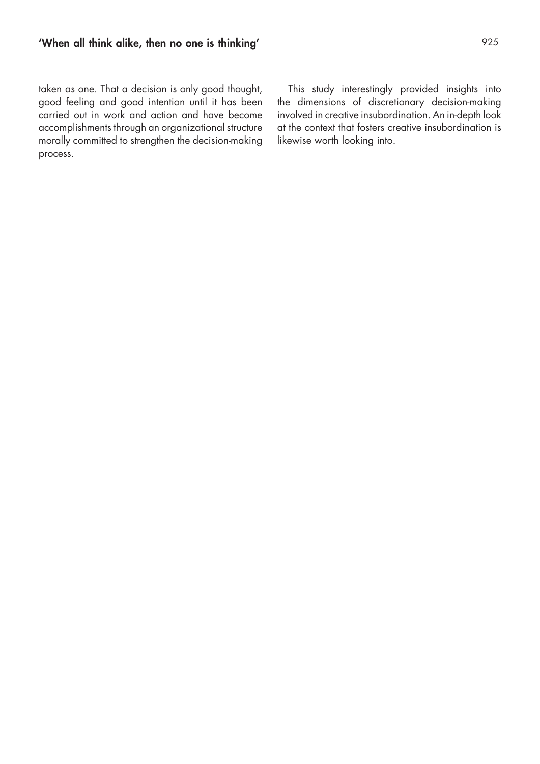taken as one. That a decision is only good thought, good feeling and good intention until it has been carried out in work and action and have become accomplishments through an organizational structure morally committed to strengthen the decision-making process.

This study interestingly provided insights into the dimensions of discretionary decision-making involved in creative insubordination. An in-depth look at the context that fosters creative insubordination is likewise worth looking into.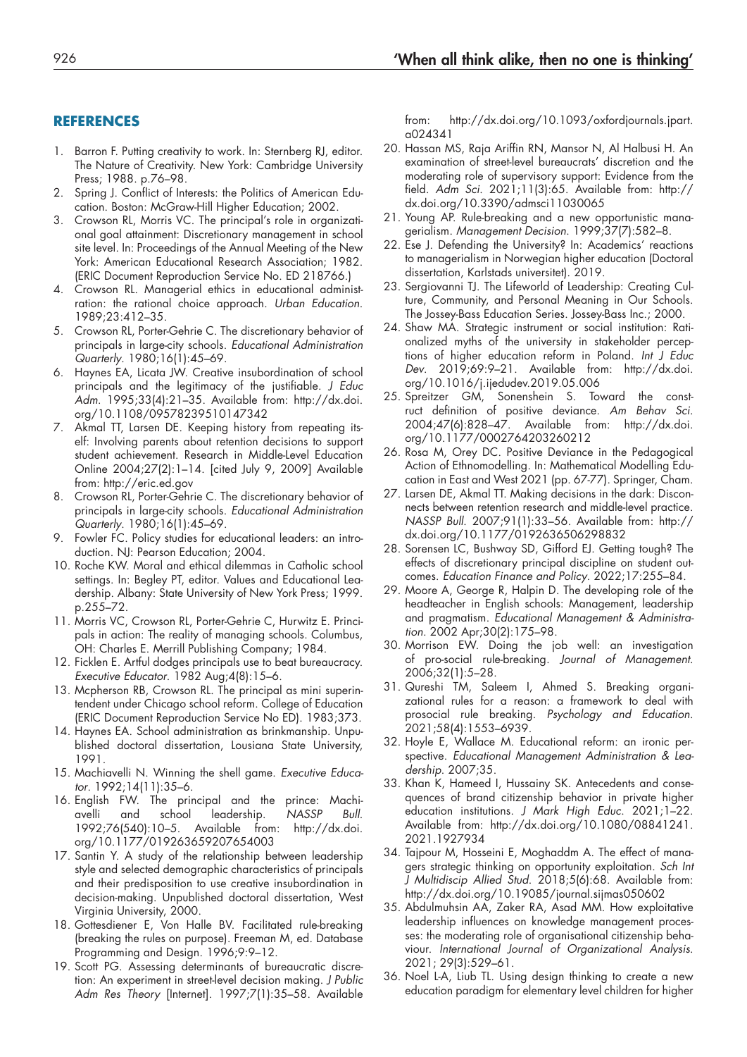## REFERENCES

1. Barron F. Putting creativity to work. In: Sternberg RJ, editor. The Nature of Creativity. New York: Cambridge University Press; 1988. p.76–98.
2. Spring J. Conflict of Interests: the Politics of American Education. Boston: McGraw-Hill Higher Education; 2002.
3. Crowson RL, Morris VC. The principal's role in organizational goal attainment: Discretionary management in school site level. In: Proceedings of the Annual Meeting of the New York: American Educational Research Association; 1982. (ERIC Document Reproduction Service No. ED 218766.)
4. Crowson RL. Managerial ethics in educational administration: the rational choice approach. *Urban Education*. 1989;23:412–35.
5. Crowson RL, Porter-Gehrie C. The discretionary behavior of principals in large-city schools. *Educational Administration Quarterly*. 1980;16(1):45–69.
6. Haynes EA, Licata JW. Creative insubordination of school principals and the legitimacy of the justifiable. *J Educ Adm*. 1995;33(4):21–35. Available from: http://dx.doi.org/10.1108/09578239510147342
7. Akmal TT, Larsen DE. Keeping history from repeating itself: Involving parents about retention decisions to support student achievement. Research in Middle-Level Education Online 2004;27(2):1–14. [cited July 9, 2009] Available from: http://eric.ed.gov
8. Crowson RL, Porter-Gehrie C. The discretionary behavior of principals in large-city schools. *Educational Administration Quarterly*. 1980;16(1):45–69.
9. Fowler FC. Policy studies for educational leaders: an introduction. NJ: Pearson Education; 2004.
10. Roche KW. Moral and ethical dilemmas in Catholic school settings. In: Begley PT, editor. Values and Educational Leadership. Albany: State University of New York Press; 1999. p.255–72.
11. Morris VC, Crowson RL, Porter-Gehrie C, Hurwitz E. Principals in action: The reality of managing schools. Columbus, OH: Charles E. Merrill Publishing Company; 1984.
12. Ficklen E. Artful dodges principals use to beat bureaucracy. *Executive Educator*. 1982 Aug;4(8):15–6.
13. Mcpherson RB, Crowson RL. The principal as mini superintendent under Chicago school reform. College of Education (ERIC Document Reproduction Service No ED). 1983;373.
14. Haynes EA. School administration as brinkmanship. Unpublished doctoral dissertation, Lousiana State University, 1991.
15. Machiavelli N. Winning the shell game. *Executive Educator*. 1992;14(11):35–6.
16. English FW. The principal and the prince: Machiavelli and school leadership. *NASSP Bull*. 1992;76(540):10–5. Available from: http://dx.doi.org/10.1177/019263659207654003
17. Santin Y. A study of the relationship between leadership style and selected demographic characteristics of principals and their predisposition to use creative insubordination in decision-making. Unpublished doctoral dissertation, West Virginia University, 2000.
18. Gottesdiener E, Von Halle BV. Facilitated rule-breaking (breaking the rules on purpose). Freeman M, ed. Database Programming and Design. 1996;9:9–12.
19. Scott PG. Assessing determinants of bureaucratic discretion: An experiment in street-level decision making. *J Public Adm Res Theory* [Internet]. 1997;7(1):35–58. Available from: http://dx.doi.org/10.1093/oxfordjournals.jpart.a024341
20. Hassan MS, Raja Ariffin RN, Mansor N, Al Halbusi H. An examination of street-level bureaucrats' discretion and the moderating role of supervisory support: Evidence from the field. *Adm Sci*. 2021;11(3):65. Available from: http://dx.doi.org/10.3390/admsci11030065
21. Young AP. Rule-breaking and a new opportunistic managerialism. *Management Decision*. 1999;37(7):582–8.
22. Ese J. Defending the University? In: Academics' reactions to managerialism in Norwegian higher education (Doctoral dissertation, Karlstads universitet). 2019.
23. Sergiovanni TJ. The Lifeworld of Leadership: Creating Culture, Community, and Personal Meaning in Our Schools. The Jossey-Bass Education Series. Jossey-Bass Inc.; 2000.
24. Shaw MA. Strategic instrument or social institution: Rationalized myths of the university in stakeholder perceptions of higher education reform in Poland. *Int J Educ Dev*. 2019;69:9–21. Available from: http://dx.doi.org/10.1016/j.ijedudev.2019.05.006
25. Spreitzer GM, Sonenshein S. Toward the construct definition of positive deviance. *Am Behav Sci*. 2004;47(6):828–47. Available from: http://dx.doi.org/10.1177/0002764203260212
26. Rosa M, Orey DC. Positive Deviance in the Pedagogical Action of Ethnomodelling. In: Mathematical Modelling Education in East and West 2021 (pp. 67-77). Springer, Cham.
27. Larsen DE, Akmal TT. Making decisions in the dark: Disconnects between retention research and middle-level practice. *NASSP Bull*. 2007;91(1):33–56. Available from: http://dx.doi.org/10.1177/0192636506298832
28. Sorensen LC, Bushway SD, Gifford EJ. Getting tough? The effects of discretionary principal discipline on student outcomes. *Education Finance and Policy*. 2022;17:255–84.
29. Moore A, George R, Halpin D. The developing role of the headteacher in English schools: Management, leadership and pragmatism. *Educational Management & Administration*. 2002 Apr;30(2):175–98.
30. Morrison EW. Doing the job well: an investigation of pro-social rule-breaking. *Journal of Management*. 2006;32(1):5–28.
31. Qureshi TM, Saleem I, Ahmed S. Breaking organizational rules for a reason: a framework to deal with prosocial rule breaking. *Psychology and Education*. 2021;58(4):1553–6939.
32. Hoyle E, Wallace M. Educational reform: an ironic perspective. *Educational Management Administration & Leadership*. 2007;35.
33. Khan K, Hameed I, Hussainy SK. Antecedents and consequences of brand citizenship behavior in private higher education institutions. *J Mark High Educ*. 2021;1–22. Available from: http://dx.doi.org/10.1080/08841241.2021.1927934
34. Tajpour M, Hosseini E, Moghaddm A. The effect of managers strategic thinking on opportunity exploitation. *Sch Int J Multidiscip Allied Stud*. 2018;5(6):68. Available from: http://dx.doi.org/10.19085/journal.sijmas050602
35. Abdulmuhsin AA, Zaker RA, Asad MM. How exploitative leadership influences on knowledge management processes: the moderating role of organisational citizenship behaviour. *International Journal of Organizational Analysis*. 2021; 29(3):529–61.
36. Noel L-A, Liub TL. Using design thinking to create a new education paradigm for elementary level children for higher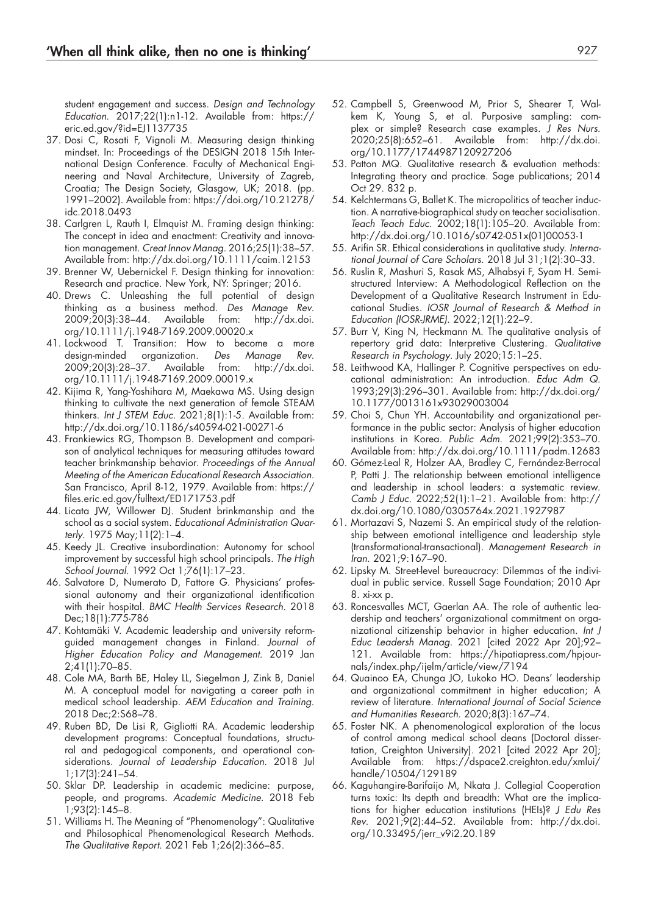student engagement and success. *Design and Technology Education*. 2017;22(1):n1-12. Available from: https://eric.ed.gov/?id=EJ1137735

37. Dosi C, Rosati F, Vignoli M. Measuring design thinking mindset. In: Proceedings of the DESIGN 2018 15th International Design Conference. Faculty of Mechanical Engineering and Naval Architecture, University of Zagreb, Croatia; The Design Society, Glasgow, UK; 2018. (pp. 1991–2002). Available from: https://doi.org/10.21278/idc.2018.0493
38. Carlgren L, Rauth I, Elmquist M. Framing design thinking: The concept in idea and enactment: Creativity and innovation management. *Creat Innov Manag*. 2016;25(1):38–57. Available from: http://dx.doi.org/10.1111/caim.12153
39. Brenner W, Uebernickel F. Design thinking for innovation: Research and practice. New York, NY: Springer; 2016.
40. Drews C. Unleashing the full potential of design thinking as a business method. *Des Manage Rev*. 2009;20(3):38–44. Available from: http://dx.doi.org/10.1111/j.1948-7169.2009.00020.x
41. Lockwood T. Transition: How to become a more design-minded organization. *Des Manage Rev*. 2009;20(3):28–37. Available from: http://dx.doi.org/10.1111/j.1948-7169.2009.00019.x
42. Kijima R, Yang-Yoshihara M, Maekawa MS. Using design thinking to cultivate the next generation of female STEAM thinkers. *Int J STEM Educ*. 2021;8(1):1-5. Available from: http://dx.doi.org/10.1186/s40594-021-00271-6
43. Frankiewics RG, Thompson B. Development and comparison of analytical techniques for measuring attitudes toward teacher brinkmanship behavior. *Proceedings of the Annual Meeting of the American Educational Research Association*. San Francisco, April 8-12, 1979. Available from: https://files.eric.ed.gov/fulltext/ED171753.pdf
44. Licata JW, Willower DJ. Student brinkmanship and the school as a social system. *Educational Administration Quarterly*. 1975 May;11(2):1–4.
45. Keedy JL. Creative insubordination: Autonomy for school improvement by successful high school principals. *The High School Journal*. 1992 Oct 1;76(1):17–23.
46. Salvatore D, Numerato D, Fattore G. Physicians' professional autonomy and their organizational identification with their hospital. *BMC Health Services Research*. 2018 Dec;18(1):775-786
47. Kohtamäki V. Academic leadership and university reform-guided management changes in Finland. *Journal of Higher Education Policy and Management*. 2019 Jan 2;41(1):70–85.
48. Cole MA, Barth BE, Haley LL, Siegelman J, Zink B, Daniel M. A conceptual model for navigating a career path in medical school leadership. *AEM Education and Training*. 2018 Dec;2:S68–78.
49. Ruben BD, De Lisi R, Gigliotti RA. Academic leadership development programs: Conceptual foundations, structural and pedagogical components, and operational considerations. *Journal of Leadership Education*. 2018 Jul 1;17(3):241–54.
50. Sklar DP. Leadership in academic medicine: purpose, people, and programs. *Academic Medicine*. 2018 Feb 1;93(2):145–8.
51. Williams H. The Meaning of "Phenomenology": Qualitative and Philosophical Phenomenological Research Methods. *The Qualitative Report*. 2021 Feb 1;26(2):366–85.
52. Campbell S, Greenwood M, Prior S, Shearer T, Walkem K, Young S, et al. Purposive sampling: complex or simple? Research case examples. *J Res Nurs*. 2020;25(8):652–61. Available from: http://dx.doi.org/10.1177/1744987120927206
53. Patton MQ. Qualitative research & evaluation methods: Integrating theory and practice. Sage publications; 2014 Oct 29. 832 p.
54. Kelchtermans G, Ballet K. The micropolitics of teacher induction. A narrative-biographical study on teacher socialisation. *Teach Teach Educ*. 2002;18(1):105–20. Available from: http://dx.doi.org/10.1016/s0742-051x(01)00053-1
55. Arifin SR. Ethical considerations in qualitative study. *International Journal of Care Scholars*. 2018 Jul 31;1(2):30–33.
56. Ruslin R, Mashuri S, Rasak MS, Alhabsyi F, Syam H. Semi-structured Interview: A Methodological Reflection on the Development of a Qualitative Research Instrument in Educational Studies. *IOSR Journal of Research & Method in Education (IOSR-JRME)*. 2022;12(1):22–9.
57. Burr V, King N, Heckmann M. The qualitative analysis of repertory grid data: Interpretive Clustering. *Qualitative Research in Psychology*. July 2020;15:1–25.
58. Leithwood KA, Hallinger P. Cognitive perspectives on educational administration: An introduction. *Educ Adm Q*. 1993;29(3):296–301. Available from: http://dx.doi.org/10.1177/0013161x93029003004
59. Choi S, Chun YH. Accountability and organizational performance in the public sector: Analysis of higher education institutions in Korea. *Public Adm*. 2021;99(2):353–70. Available from: http://dx.doi.org/10.1111/padm.12683
60. Gómez-Leal R, Holzer AA, Bradley C, Fernández-Berrocal P, Patti J. The relationship between emotional intelligence and leadership in school leaders: a systematic review. *Camb J Educ*. 2022;52(1):1–21. Available from: http://dx.doi.org/10.1080/0305764x.2021.1927987
61. Mortazavi S, Nazemi S. An empirical study of the relationship between emotional intelligence and leadership style (transformational-transactional). *Management Research in Iran*. 2021;9:167–90.
62. Lipsky M. Street-level bureaucracy: Dilemmas of the individual in public service. Russell Sage Foundation; 2010 Apr 8. xi-xx p.
63. Roncesvalles MCT, Gaerlan AA. The role of authentic leadership and teachers' organizational commitment on organizational citizenship behavior in higher education. *Int J Educ Leadersh Manag*. 2021 [cited 2022 Apr 20];92–121. Available from: https://hipatiapress.com/hpjournals/index.php/ijelm/article/view/7194
64. Quainoo EA, Chunga JO, Lukoko HO. Deans' leadership and organizational commitment in higher education; A review of literature. *International Journal of Social Science and Humanities Research*. 2020;8(3):167–74.
65. Foster NK. A phenomenological exploration of the locus of control among medical school deans (Doctoral dissertation, Creighton University). 2021 [cited 2022 Apr 20]; Available from: https://dspace2.creighton.edu/xmlui/handle/10504/129189
66. Kaguhangire-Barifaijo M, Nkata J. Collegial Cooperation turns toxic: Its depth and breadth: What are the implications for higher education institutions (HEIs)? *J Edu Res Rev*. 2021;9(2):44–52. Available from: http://dx.doi.org/10.33495/jerr_v9i2.20.189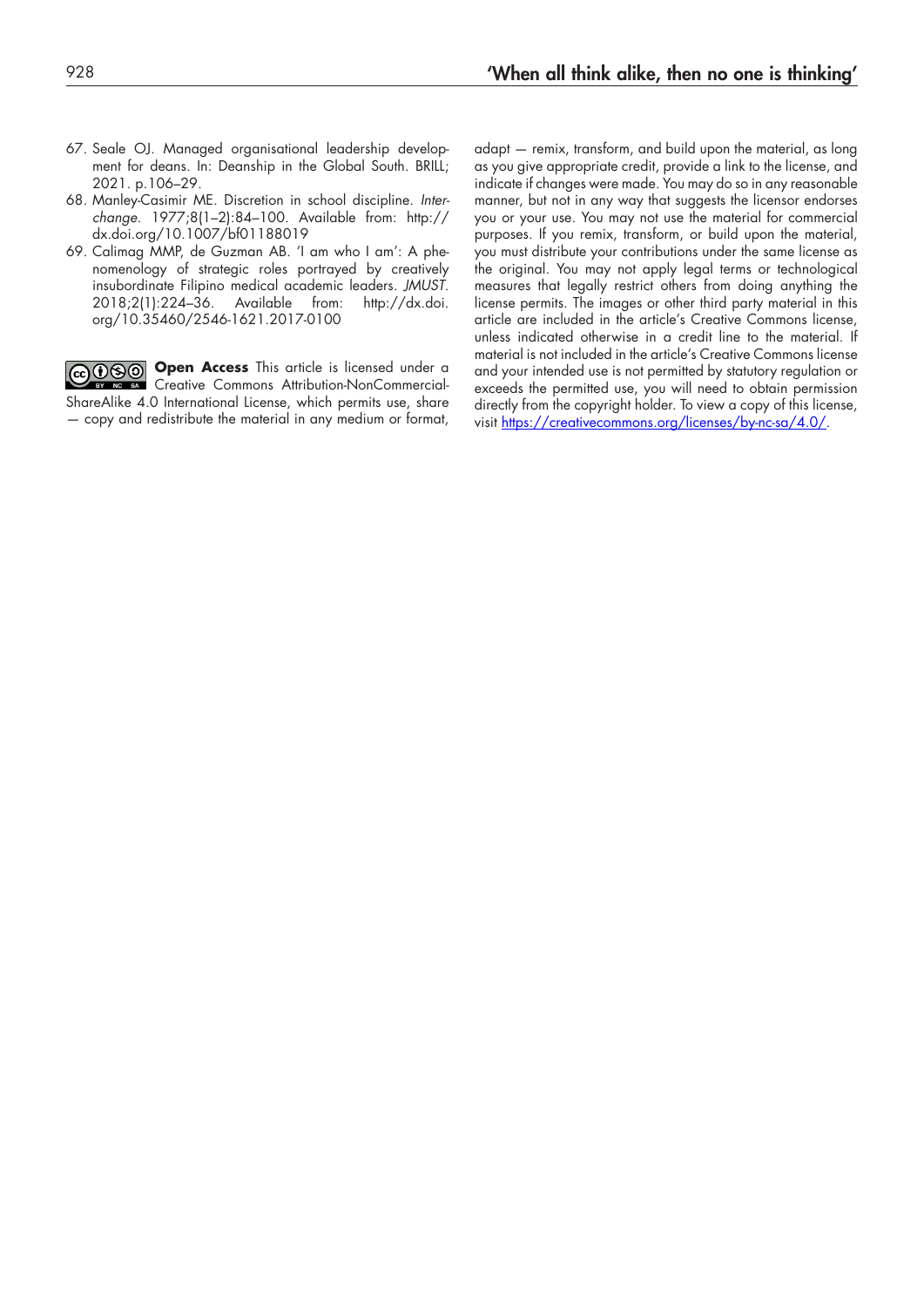67. Seale OJ. Managed organisational leadership development for deans. In: Deanship in the Global South. BRILL; 2021. p.106–29.
68. Manley-Casimir ME. Discretion in school discipline. *Interchange*. 1977;8(1–2):84–100. Available from: http://dx.doi.org/10.1007/bf01188019
69. Calimag MMP, de Guzman AB. 'I am who I am': A phenomenology of strategic roles portrayed by creatively insubordinate Filipino medical academic leaders. *JMUST*. 2018;2(1):224–36. Available from: http://dx.doi.org/10.35460/2546-1621.2017-0100

**Open Access** This article is licensed under a Creative Commons Attribution-NonCommercial-ShareAlike 4.0 International License, which permits use, share — copy and redistribute the material in any medium or format, adapt — remix, transform, and build upon the material, as long as you give appropriate credit, provide a link to the license, and indicate if changes were made. You may do so in any reasonable manner, but not in any way that suggests the licensor endorses you or your use. You may not use the material for commercial purposes. If you remix, transform, or build upon the material, you must distribute your contributions under the same license as the original. You may not apply legal terms or technological measures that legally restrict others from doing anything the license permits. The images or other third party material in this article are included in the article's Creative Commons license, unless indicated otherwise in a credit line to the material. If material is not included in the article's Creative Commons license and your intended use is not permitted by statutory regulation or exceeds the permitted use, you will need to obtain permission directly from the copyright holder. To view a copy of this license, visit https://creativecommons.org/licenses/by-nc-sa/4.0/.